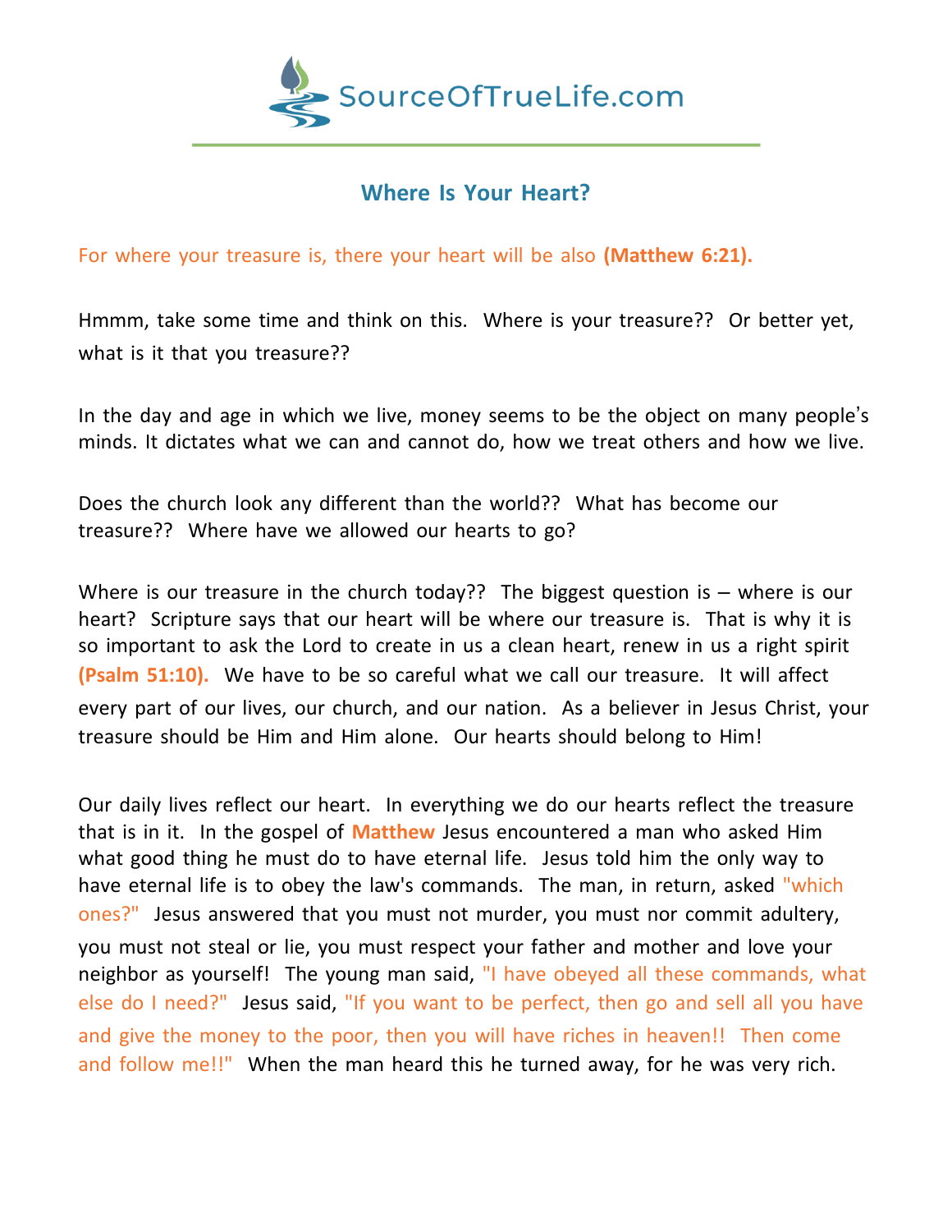SourceOfTrueLife.com

## Where Is Your Heart?

For where your treasure is, there your heart will be also **(Matthew 6:21).**

Hmmm, take some time and think on this. Where is your treasure?? Or better yet, what is it that you treasure??

In the day and age in which we live, money seems to be the object on many people's minds. It dictates what we can and cannot do, how we treat others and how we live.

Does the church look any different than the world?? What has become our treasure?? Where have we allowed our hearts to go?

Where is our treasure in the church today?? The biggest question is – where is our heart? Scripture says that our heart will be where our treasure is. That is why it is so important to ask the Lord to create in us a clean heart, renew in us a right spirit **(Psalm 51:10).** We have to be so careful what we call our treasure. It will affect every part of our lives, our church, and our nation. As a believer in Jesus Christ, your treasure should be Him and Him alone. Our hearts should belong to Him!

Our daily lives reflect our heart. In everything we do our hearts reflect the treasure that is in it. In the gospel of **Matthew** Jesus encountered a man who asked Him what good thing he must do to have eternal life. Jesus told him the only way to have eternal life is to obey the law's commands. The man, in return, asked "which ones?" Jesus answered that you must not murder, you must nor commit adultery, you must not steal or lie, you must respect your father and mother and love your neighbor as yourself! The young man said, "I have obeyed all these commands, what else do I need?" Jesus said, "If you want to be perfect, then go and sell all you have and give the money to the poor, then you will have riches in heaven!! Then come and follow me!!" When the man heard this he turned away, for he was very rich.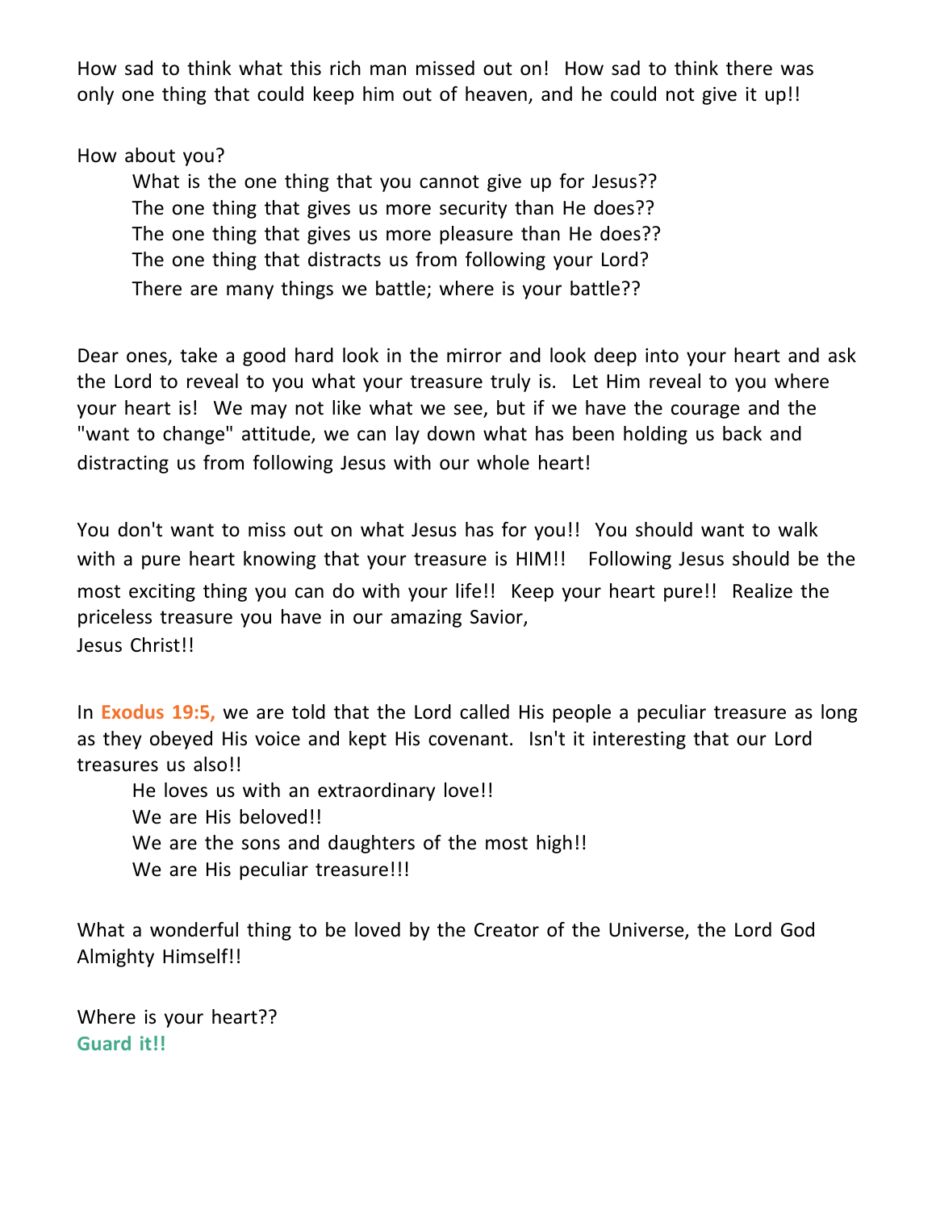How sad to think what this rich man missed out on! How sad to think there was only one thing that could keep him out of heaven, and he could not give it up!!

How about you?

What is the one thing that you cannot give up for Jesus??
The one thing that gives us more security than He does??
The one thing that gives us more pleasure than He does??
The one thing that distracts us from following your Lord?
There are many things we battle; where is your battle??

Dear ones, take a good hard look in the mirror and look deep into your heart and ask the Lord to reveal to you what your treasure truly is. Let Him reveal to you where your heart is! We may not like what we see, but if we have the courage and the "want to change" attitude, we can lay down what has been holding us back and distracting us from following Jesus with our whole heart!

You don't want to miss out on what Jesus has for you!! You should want to walk with a pure heart knowing that your treasure is HIM!! Following Jesus should be the most exciting thing you can do with your life!! Keep your heart pure!! Realize the priceless treasure you have in our amazing Savior,
Jesus Christ!!

In **Exodus 19:5,** we are told that the Lord called His people a peculiar treasure as long as they obeyed His voice and kept His covenant. Isn't it interesting that our Lord treasures us also!!

He loves us with an extraordinary love!!
We are His beloved!!
We are the sons and daughters of the most high!!
We are His peculiar treasure!!!

What a wonderful thing to be loved by the Creator of the Universe, the Lord God Almighty Himself!!

Where is your heart??
**Guard it!!**